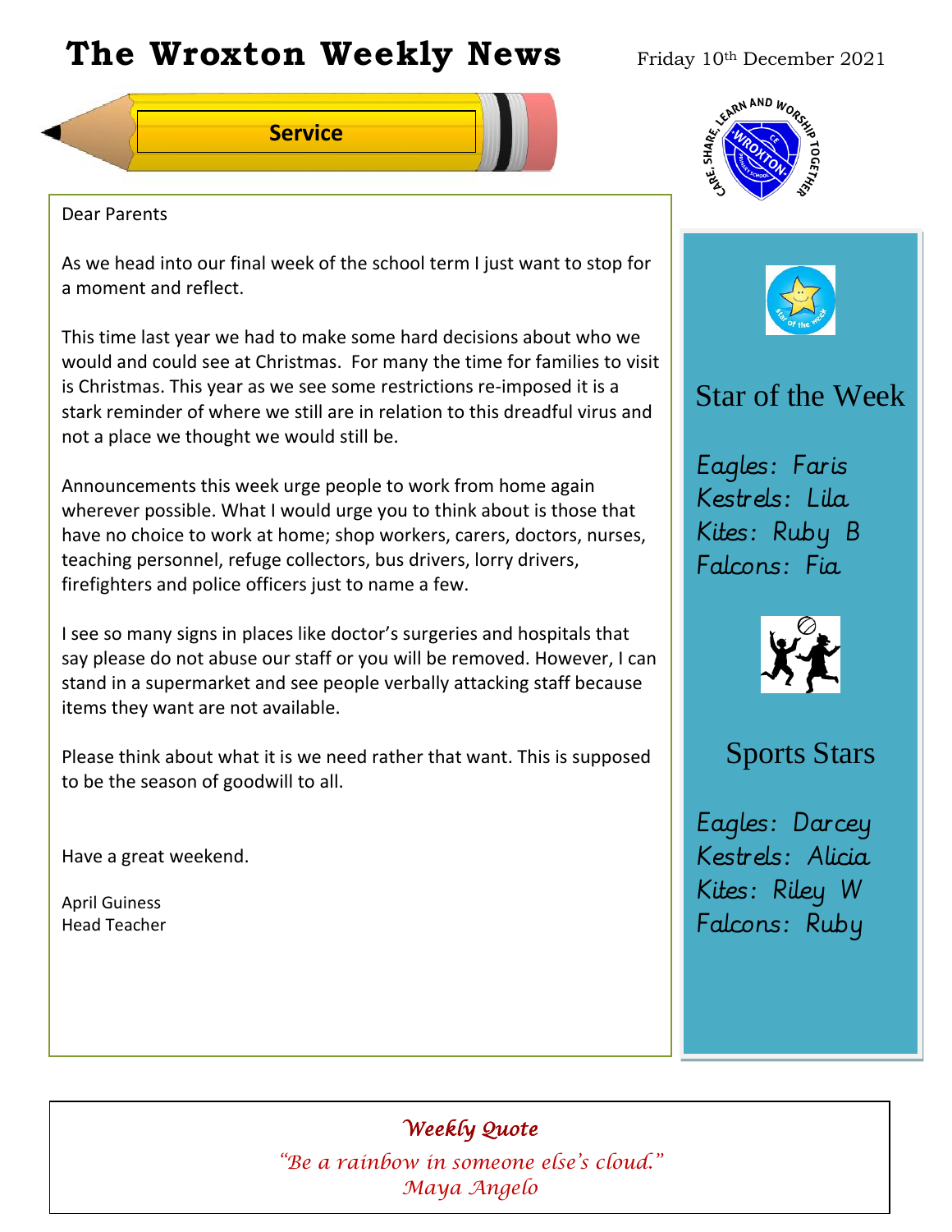# The Wroxton Weekly News

Friday 10th December 2021

## Service

Dear Parents

As we head into our final week of the school term I just want to stop for a moment and reflect.

This time last year we had to make some hard decisions about who we would and could see at Christmas. For many the time for families to visit is Christmas. This year as we see some restrictions re-imposed it is a stark reminder of where we still are in relation to this dreadful virus and not a place we thought we would still be.

Announcements this week urge people to work from home again wherever possible. What I would urge you to think about is those that have no choice to work at home; shop workers, carers, doctors, nurses, teaching personnel, refuge collectors, bus drivers, lorry drivers, firefighters and police officers just to name a few.

I see so many signs in places like doctor's surgeries and hospitals that say please do not abuse our staff or you will be removed. However, I can stand in a supermarket and see people verbally attacking staff because items they want are not available.

Please think about what it is we need rather that want. This is supposed to be the season of goodwill to all.

Have a great weekend.

April Guiness
Head Teacher

## Star of the Week

Eagles: Faris
Kestrels: Lila
Kites: Ruby B
Falcons: Fia

## Sports Stars

Eagles: Darcey
Kestrels: Alicia
Kites: Riley W
Falcons: Ruby

## *Weekly Quote*

*"Be a rainbow in someone else's cloud."*
*Maya Angelo*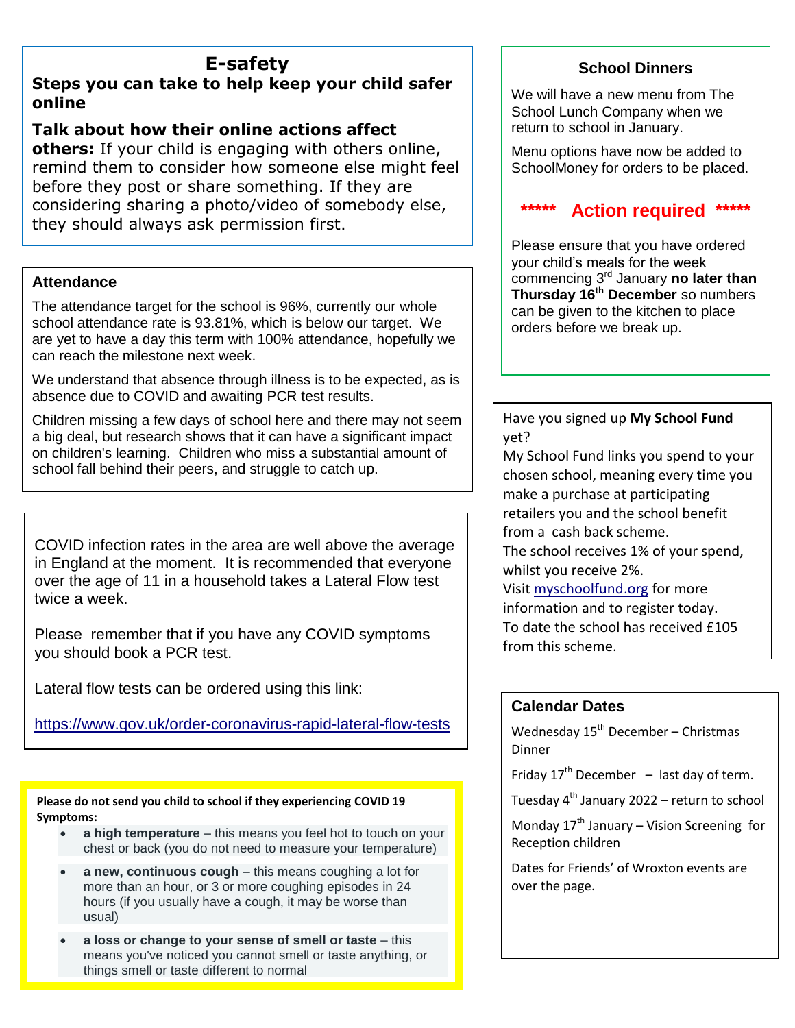## E-safety

### Steps you can take to help keep your child safer online

**Talk about how their online actions affect others:** If your child is engaging with others online, remind them to consider how someone else might feel before they post or share something. If they are considering sharing a photo/video of somebody else, they should always ask permission first.

### Attendance

The attendance target for the school is 96%, currently our whole school attendance rate is 93.81%, which is below our target. We are yet to have a day this term with 100% attendance, hopefully we can reach the milestone next week.

We understand that absence through illness is to be expected, as is absence due to COVID and awaiting PCR test results.

Children missing a few days of school here and there may not seem a big deal, but research shows that it can have a significant impact on children's learning. Children who miss a substantial amount of school fall behind their peers, and struggle to catch up.

COVID infection rates in the area are well above the average in England at the moment. It is recommended that everyone over the age of 11 in a household takes a Lateral Flow test twice a week.

Please remember that if you have any COVID symptoms you should book a PCR test.

Lateral flow tests can be ordered using this link:

https://www.gov.uk/order-coronavirus-rapid-lateral-flow-tests

**Please do not send you child to school if they experiencing COVID 19 Symptoms:**

- **a high temperature** – this means you feel hot to touch on your chest or back (you do not need to measure your temperature)
- **a new, continuous cough** – this means coughing a lot for more than an hour, or 3 or more coughing episodes in 24 hours (if you usually have a cough, it may be worse than usual)
- **a loss or change to your sense of smell or taste** – this means you've noticed you cannot smell or taste anything, or things smell or taste different to normal

### School Dinners

We will have a new menu from The School Lunch Company when we return to school in January.

Menu options have now be added to SchoolMoney for orders to be placed.

**\*\*\*\*\* Action required \*\*\*\*\***

Please ensure that you have ordered your child's meals for the week commencing 3rd January **no later than Thursday 16th December** so numbers can be given to the kitchen to place orders before we break up.

Have you signed up **My School Fund** yet?
My School Fund links you spend to your chosen school, meaning every time you make a purchase at participating retailers you and the school benefit from a cash back scheme.
The school receives 1% of your spend, whilst you receive 2%.
Visit myschoolfund.org for more information and to register today.
To date the school has received £105 from this scheme.

### Calendar Dates

Wednesday 15th December – Christmas Dinner

Friday 17th December – last day of term.

Tuesday 4th January 2022 – return to school

Monday 17th January – Vision Screening for Reception children

Dates for Friends' of Wroxton events are over the page.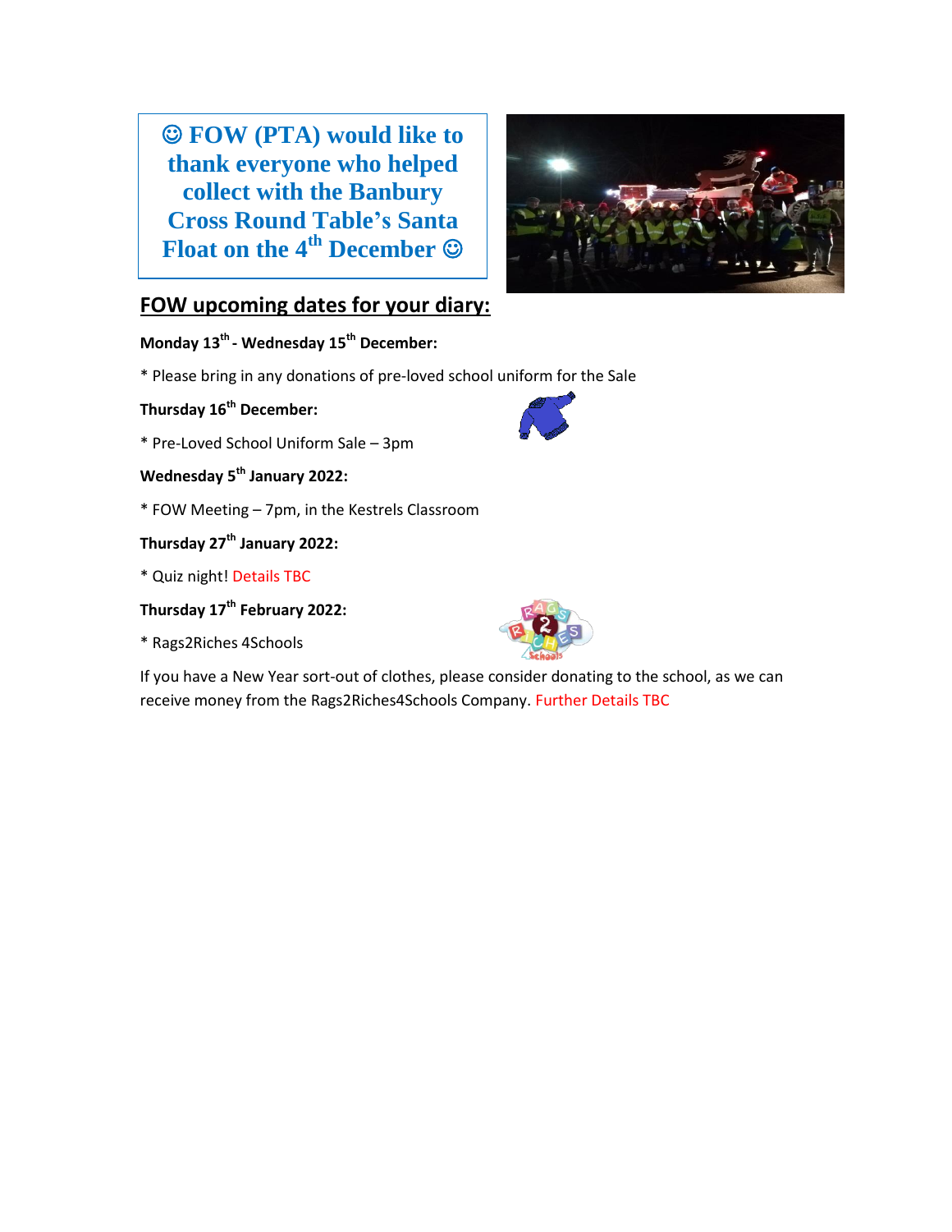**☺ FOW (PTA) would like to thank everyone who helped collect with the Banbury Cross Round Table's Santa Float on the 4th December ☺**

## FOW upcoming dates for your diary:

**Monday 13th - Wednesday 15th December:**

* Please bring in any donations of pre-loved school uniform for the Sale

**Thursday 16th December:**

* Pre-Loved School Uniform Sale – 3pm

**Wednesday 5th January 2022:**

* FOW Meeting – 7pm, in the Kestrels Classroom

**Thursday 27th January 2022:**

* Quiz night! Details TBC

**Thursday 17th February 2022:**

* Rags2Riches 4Schools

If you have a New Year sort-out of clothes, please consider donating to the school, as we can receive money from the Rags2Riches4Schools Company. Further Details TBC